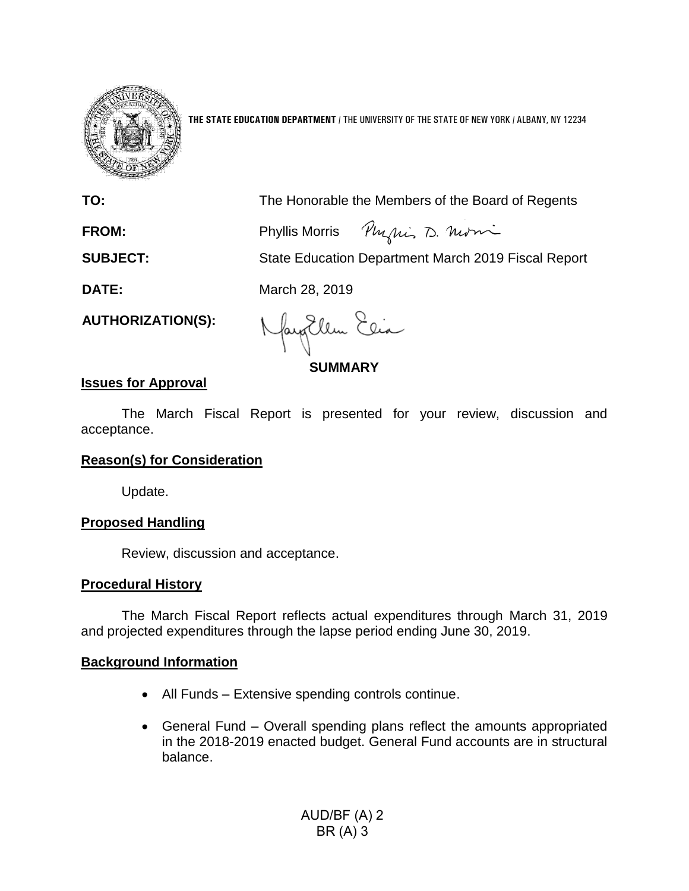**THE STATE EDUCATION DEPARTMENT** / THE UNIVERSITY OF THE STATE OF NEW YORK / ALBANY, NY 12234

**TO:** The Honorable the Members of the Board of Regents

**FROM:** Phyllis Morris

**SUBJECT:** State Education Department March 2019 Fiscal Report

**DATE:** March 28, 2019

**AUTHORIZATION(S):**

**SUMMARY**

**Issues for Approval**

The March Fiscal Report is presented for your review, discussion and acceptance.

**Reason(s) for Consideration**

Update.

**Proposed Handling**

Review, discussion and acceptance.

**Procedural History**

The March Fiscal Report reflects actual expenditures through March 31, 2019 and projected expenditures through the lapse period ending June 30, 2019.

**Background Information**

- All Funds – Extensive spending controls continue.
- General Fund – Overall spending plans reflect the amounts appropriated in the 2018-2019 enacted budget. General Fund accounts are in structural balance.

AUD/BF (A) 2
BR (A) 3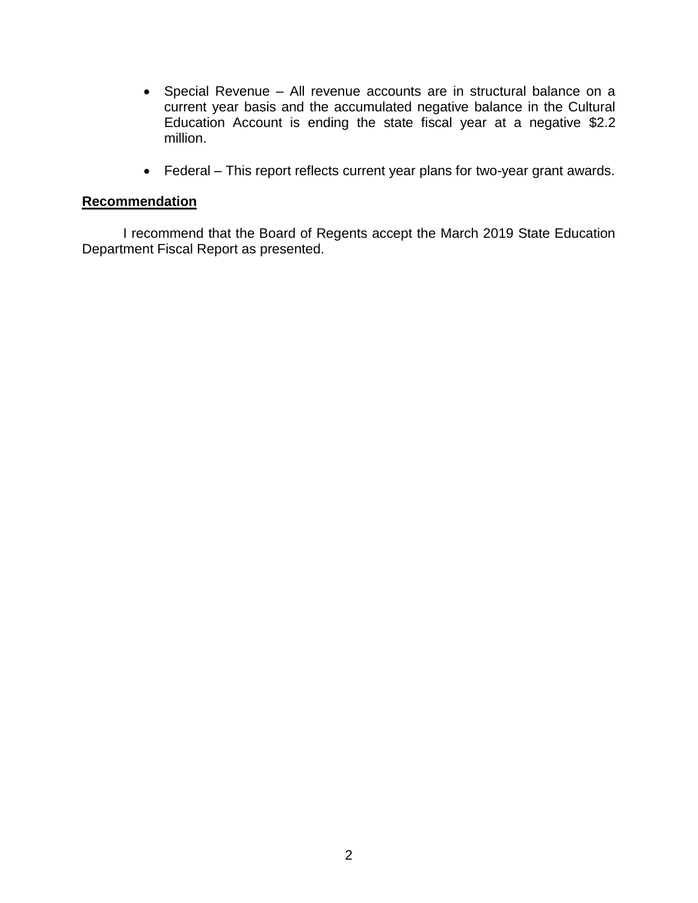- Special Revenue – All revenue accounts are in structural balance on a current year basis and the accumulated negative balance in the Cultural Education Account is ending the state fiscal year at a negative $2.2 million.

- Federal – This report reflects current year plans for two-year grant awards.

**Recommendation**

I recommend that the Board of Regents accept the March 2019 State Education Department Fiscal Report as presented.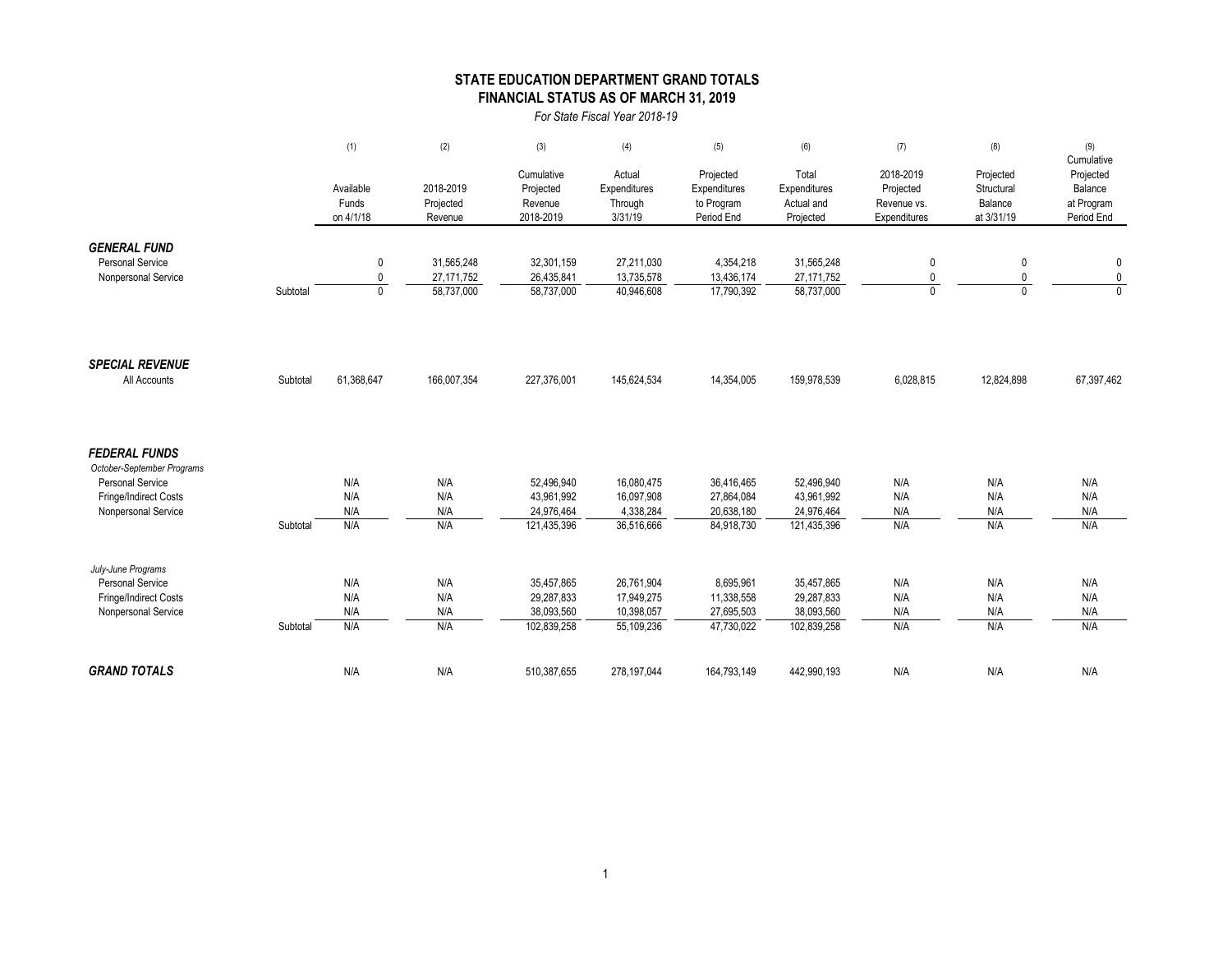# STATE EDUCATION DEPARTMENT GRAND TOTALS
## FINANCIAL STATUS AS OF MARCH 31, 2019

*For State Fiscal Year 2018-19*

| | | (1) Available Funds on 4/1/18 | (2) 2018-2019 Projected Revenue | (3) Cumulative Projected Revenue 2018-2019 | (4) Actual Expenditures Through 3/31/19 | (5) Projected Expenditures to Program Period End | (6) Total Expenditures Actual and Projected | (7) 2018-2019 Projected Revenue vs. Expenditures | (8) Projected Structural Balance at 3/31/19 | (9) Cumulative Projected Balance at Program Period End |
|---|---|---|---|---|---|---|---|---|---|---|
| ***GENERAL FUND*** | | | | | | | | | | |
| Personal Service | | 0 | 31,565,248 | 32,301,159 | 27,211,030 | 4,354,218 | 31,565,248 | 0 | 0 | 0 |
| Nonpersonal Service | | 0 | 27,171,752 | 26,435,841 | 13,735,578 | 13,436,174 | 27,171,752 | 0 | 0 | 0 |
| | Subtotal | 0 | 58,737,000 | 58,737,000 | 40,946,608 | 17,790,392 | 58,737,000 | 0 | 0 | 0 |
| ***SPECIAL REVENUE*** | | | | | | | | | | |
| All Accounts | Subtotal | 61,368,647 | 166,007,354 | 227,376,001 | 145,624,534 | 14,354,005 | 159,978,539 | 6,028,815 | 12,824,898 | 67,397,462 |
| ***FEDERAL FUNDS*** | | | | | | | | | | |
| *October-September Programs* | | | | | | | | | | |
| Personal Service | | N/A | N/A | 52,496,940 | 16,080,475 | 36,416,465 | 52,496,940 | N/A | N/A | N/A |
| Fringe/Indirect Costs | | N/A | N/A | 43,961,992 | 16,097,908 | 27,864,084 | 43,961,992 | N/A | N/A | N/A |
| Nonpersonal Service | | N/A | N/A | 24,976,464 | 4,338,284 | 20,638,180 | 24,976,464 | N/A | N/A | N/A |
| | Subtotal | N/A | N/A | 121,435,396 | 36,516,666 | 84,918,730 | 121,435,396 | N/A | N/A | N/A |
| *July-June Programs* | | | | | | | | | | |
| Personal Service | | N/A | N/A | 35,457,865 | 26,761,904 | 8,695,961 | 35,457,865 | N/A | N/A | N/A |
| Fringe/Indirect Costs | | N/A | N/A | 29,287,833 | 17,949,275 | 11,338,558 | 29,287,833 | N/A | N/A | N/A |
| Nonpersonal Service | | N/A | N/A | 38,093,560 | 10,398,057 | 27,695,503 | 38,093,560 | N/A | N/A | N/A |
| | Subtotal | N/A | N/A | 102,839,258 | 55,109,236 | 47,730,022 | 102,839,258 | N/A | N/A | N/A |
| ***GRAND TOTALS*** | | N/A | N/A | 510,387,655 | 278,197,044 | 164,793,149 | 442,990,193 | N/A | N/A | N/A |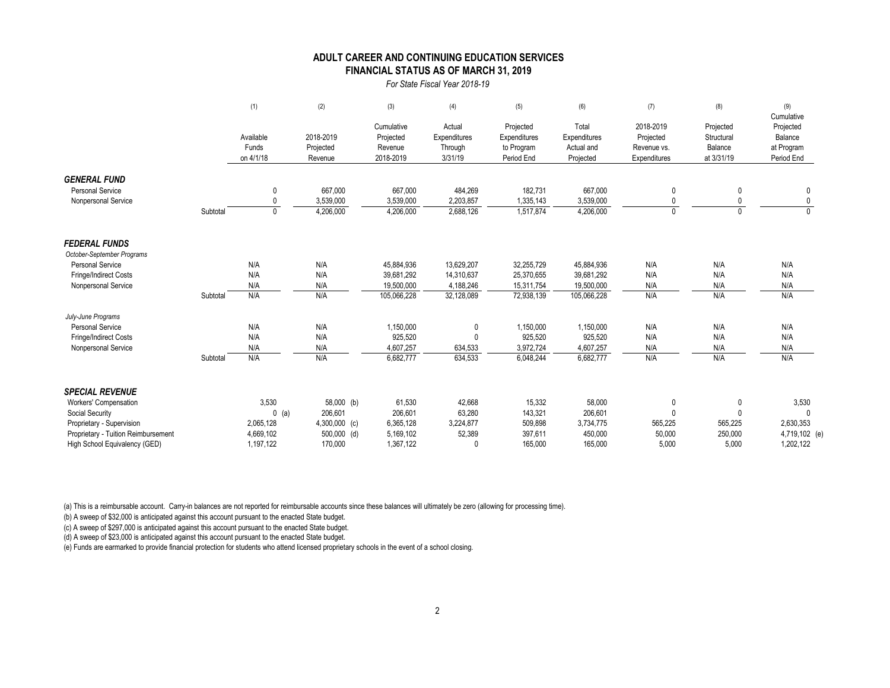# ADULT CAREER AND CONTINUING EDUCATION SERVICES
## FINANCIAL STATUS AS OF MARCH 31, 2019

*For State Fiscal Year 2018-19*

| | | (1) Available Funds on 4/1/18 | (2) 2018-2019 Projected Revenue | (3) Cumulative Projected Revenue 2018-2019 | (4) Actual Expenditures Through 3/31/19 | (5) Projected Expenditures to Program Period End | (6) Total Expenditures Actual and Projected | (7) 2018-2019 Projected Revenue vs. Expenditures | (8) Projected Structural Balance at 3/31/19 | (9) Cumulative Projected Balance at Program Period End |
|---|---|---|---|---|---|---|---|---|---|---|
| ***GENERAL FUND*** | | | | | | | | | | |
| Personal Service | | 0 | 667,000 | 667,000 | 484,269 | 182,731 | 667,000 | 0 | 0 | 0 |
| Nonpersonal Service | | 0 | 3,539,000 | 3,539,000 | 2,203,857 | 1,335,143 | 3,539,000 | 0 | 0 | 0 |
| | Subtotal | 0 | 4,206,000 | 4,206,000 | 2,688,126 | 1,517,874 | 4,206,000 | 0 | 0 | 0 |
| ***FEDERAL FUNDS*** | | | | | | | | | | |
| *October-September Programs* | | | | | | | | | | |
| Personal Service | | N/A | N/A | 45,884,936 | 13,629,207 | 32,255,729 | 45,884,936 | N/A | N/A | N/A |
| Fringe/Indirect Costs | | N/A | N/A | 39,681,292 | 14,310,637 | 25,370,655 | 39,681,292 | N/A | N/A | N/A |
| Nonpersonal Service | | N/A | N/A | 19,500,000 | 4,188,246 | 15,311,754 | 19,500,000 | N/A | N/A | N/A |
| | Subtotal | N/A | N/A | 105,066,228 | 32,128,089 | 72,938,139 | 105,066,228 | N/A | N/A | N/A |
| *July-June Programs* | | | | | | | | | | |
| Personal Service | | N/A | N/A | 1,150,000 | 0 | 1,150,000 | 1,150,000 | N/A | N/A | N/A |
| Fringe/Indirect Costs | | N/A | N/A | 925,520 | 0 | 925,520 | 925,520 | N/A | N/A | N/A |
| Nonpersonal Service | | N/A | N/A | 4,607,257 | 634,533 | 3,972,724 | 4,607,257 | N/A | N/A | N/A |
| | Subtotal | N/A | N/A | 6,682,777 | 634,533 | 6,048,244 | 6,682,777 | N/A | N/A | N/A |
| ***SPECIAL REVENUE*** | | | | | | | | | | |
| Workers' Compensation | | 3,530 | 58,000 (b) | 61,530 | 42,668 | 15,332 | 58,000 | 0 | 0 | 3,530 |
| Social Security | | 0 (a) | 206,601 | 206,601 | 63,280 | 143,321 | 206,601 | 0 | 0 | 0 |
| Proprietary - Supervision | | 2,065,128 | 4,300,000 (c) | 6,365,128 | 3,224,877 | 509,898 | 3,734,775 | 565,225 | 565,225 | 2,630,353 |
| Proprietary - Tuition Reimbursement | | 4,669,102 | 500,000 (d) | 5,169,102 | 52,389 | 397,611 | 450,000 | 50,000 | 250,000 | 4,719,102 (e) |
| High School Equivalency (GED) | | 1,197,122 | 170,000 | 1,367,122 | 0 | 165,000 | 165,000 | 5,000 | 5,000 | 1,202,122 |

(a) This is a reimbursable account. Carry-in balances are not reported for reimbursable accounts since these balances will ultimately be zero (allowing for processing time).

(b) A sweep of $32,000 is anticipated against this account pursuant to the enacted State budget.

(c) A sweep of $297,000 is anticipated against this account pursuant to the enacted State budget.

(d) A sweep of $23,000 is anticipated against this account pursuant to the enacted State budget.

(e) Funds are earmarked to provide financial protection for students who attend licensed proprietary schools in the event of a school closing.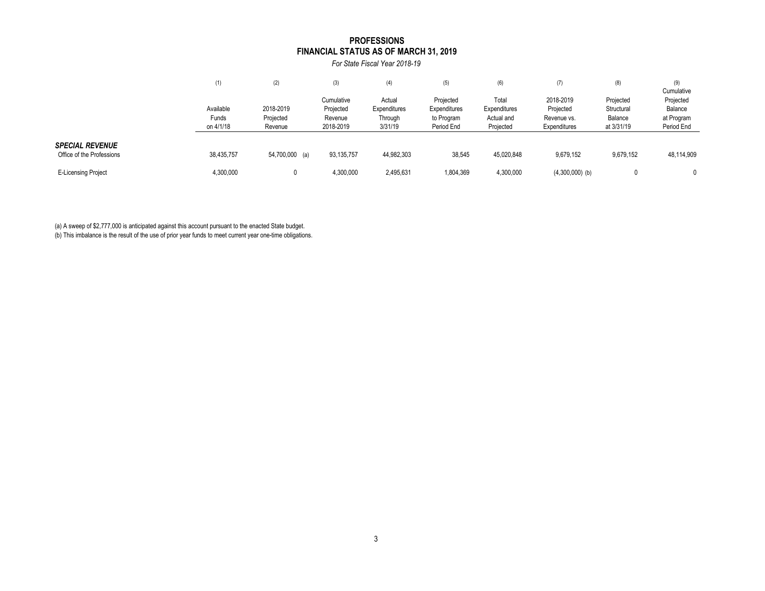# PROFESSIONS
## FINANCIAL STATUS AS OF MARCH 31, 2019

*For State Fiscal Year 2018-19*

| | (1) Available Funds on 4/1/18 | (2) 2018-2019 Projected Revenue | (3) Cumulative Projected Revenue 2018-2019 | (4) Actual Expenditures Through 3/31/19 | (5) Projected Expenditures to Program Period End | (6) Total Expenditures Actual and Projected | (7) 2018-2019 Projected Revenue vs. Expenditures | (8) Projected Structural Balance at 3/31/19 | (9) Cumulative Projected Balance at Program Period End |
|---|---|---|---|---|---|---|---|---|---|
| ***SPECIAL REVENUE*** | | | | | | | | | |
| Office of the Professions | 38,435,757 | 54,700,000 (a) | 93,135,757 | 44,982,303 | 38,545 | 45,020,848 | 9,679,152 | 9,679,152 | 48,114,909 |
| E-Licensing Project | 4,300,000 | 0 | 4,300,000 | 2,495,631 | 1,804,369 | 4,300,000 | (4,300,000) (b) | 0 | 0 |

(a) A sweep of $2,777,000 is anticipated against this account pursuant to the enacted State budget.

(b) This imbalance is the result of the use of prior year funds to meet current year one-time obligations.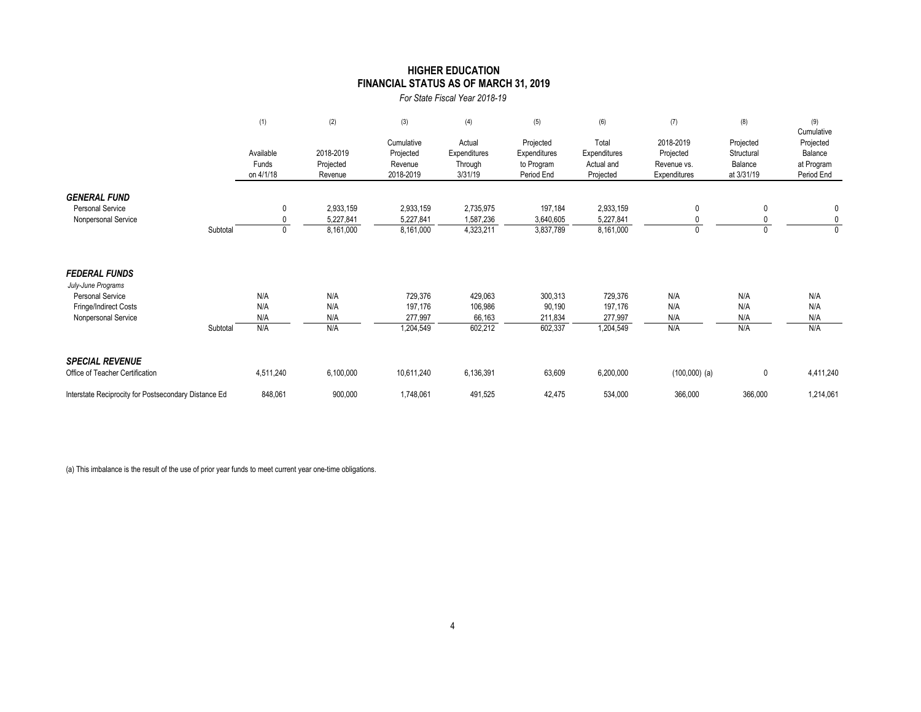# HIGHER EDUCATION
## FINANCIAL STATUS AS OF MARCH 31, 2019

*For State Fiscal Year 2018-19*

| | (1) Available Funds on 4/1/18 | (2) 2018-2019 Projected Revenue | (3) Cumulative Projected Revenue 2018-2019 | (4) Actual Expenditures Through 3/31/19 | (5) Projected Expenditures to Program Period End | (6) Total Expenditures Actual and Projected | (7) 2018-2019 Projected Revenue vs. Expenditures | (8) Projected Structural Balance at 3/31/19 | (9) Cumulative Projected Balance at Program Period End |
|---|---|---|---|---|---|---|---|---|---|
| ***GENERAL FUND*** | | | | | | | | | |
| Personal Service | 0 | 2,933,159 | 2,933,159 | 2,735,975 | 197,184 | 2,933,159 | 0 | 0 | 0 |
| Nonpersonal Service | 0 | 5,227,841 | 5,227,841 | 1,587,236 | 3,640,605 | 5,227,841 | 0 | 0 | 0 |
| Subtotal | 0 | 8,161,000 | 8,161,000 | 4,323,211 | 3,837,789 | 8,161,000 | 0 | 0 | 0 |
| ***FEDERAL FUNDS*** | | | | | | | | | |
| *July-June Programs* | | | | | | | | | |
| Personal Service | N/A | N/A | 729,376 | 429,063 | 300,313 | 729,376 | N/A | N/A | N/A |
| Fringe/Indirect Costs | N/A | N/A | 197,176 | 106,986 | 90,190 | 197,176 | N/A | N/A | N/A |
| Nonpersonal Service | N/A | N/A | 277,997 | 66,163 | 211,834 | 277,997 | N/A | N/A | N/A |
| Subtotal | N/A | N/A | 1,204,549 | 602,212 | 602,337 | 1,204,549 | N/A | N/A | N/A |
| ***SPECIAL REVENUE*** | | | | | | | | | |
| Office of Teacher Certification | 4,511,240 | 6,100,000 | 10,611,240 | 6,136,391 | 63,609 | 6,200,000 | (100,000) (a) | 0 | 4,411,240 |
| Interstate Reciprocity for Postsecondary Distance Ed | 848,061 | 900,000 | 1,748,061 | 491,525 | 42,475 | 534,000 | 366,000 | 366,000 | 1,214,061 |

(a) This imbalance is the result of the use of prior year funds to meet current year one-time obligations.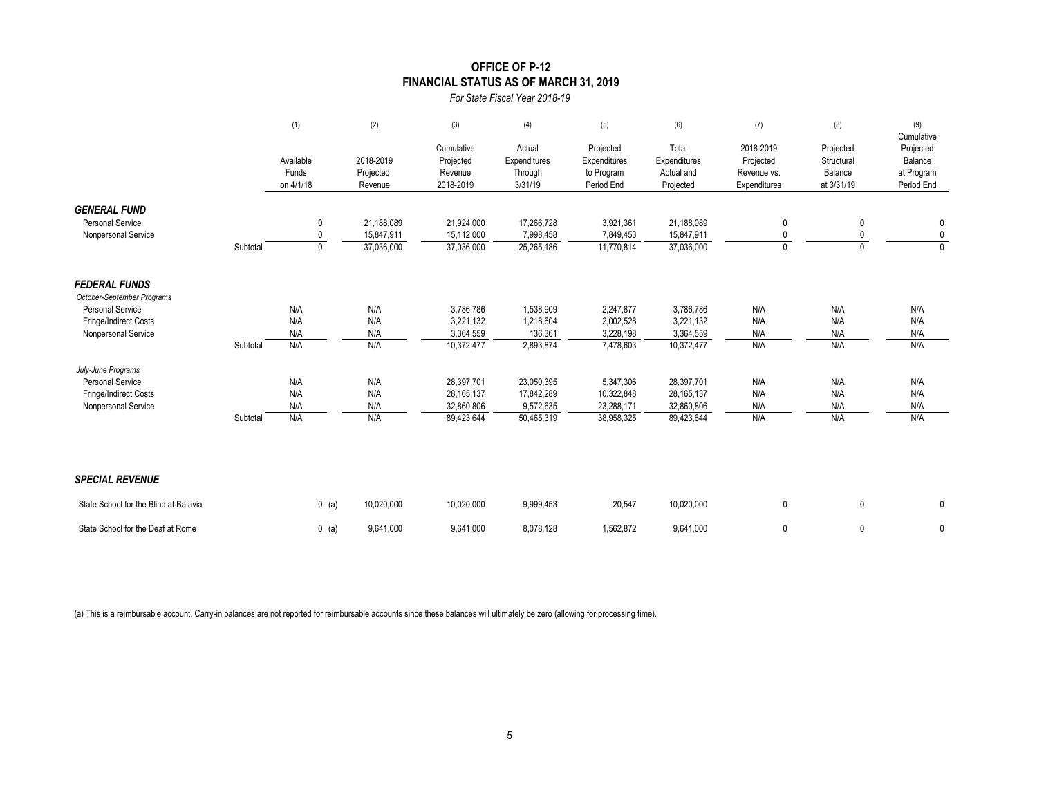# OFFICE OF P-12
## FINANCIAL STATUS AS OF MARCH 31, 2019
*For State Fiscal Year 2018-19*

| | | (1) Available Funds on 4/1/18 | (2) 2018-2019 Projected Revenue | (3) Cumulative Projected Revenue 2018-2019 | (4) Actual Expenditures Through 3/31/19 | (5) Projected Expenditures to Program Period End | (6) Total Expenditures Actual and Projected | (7) 2018-2019 Projected Revenue vs. Expenditures | (8) Projected Structural Balance at 3/31/19 | (9) Cumulative Projected Balance at Program Period End |
|---|---|---|---|---|---|---|---|---|---|---|
| ***GENERAL FUND*** | | | | | | | | | | |
| Personal Service | | 0 | 21,188,089 | 21,924,000 | 17,266,728 | 3,921,361 | 21,188,089 | 0 | 0 | 0 |
| Nonpersonal Service | | 0 | 15,847,911 | 15,112,000 | 7,998,458 | 7,849,453 | 15,847,911 | 0 | 0 | 0 |
| | Subtotal | 0 | 37,036,000 | 37,036,000 | 25,265,186 | 11,770,814 | 37,036,000 | 0 | 0 | 0 |
| ***FEDERAL FUNDS*** | | | | | | | | | | |
| *October-September Programs* | | | | | | | | | | |
| Personal Service | | N/A | N/A | 3,786,786 | 1,538,909 | 2,247,877 | 3,786,786 | N/A | N/A | N/A |
| Fringe/Indirect Costs | | N/A | N/A | 3,221,132 | 1,218,604 | 2,002,528 | 3,221,132 | N/A | N/A | N/A |
| Nonpersonal Service | | N/A | N/A | 3,364,559 | 136,361 | 3,228,198 | 3,364,559 | N/A | N/A | N/A |
| | Subtotal | N/A | N/A | 10,372,477 | 2,893,874 | 7,478,603 | 10,372,477 | N/A | N/A | N/A |
| *July-June Programs* | | | | | | | | | | |
| Personal Service | | N/A | N/A | 28,397,701 | 23,050,395 | 5,347,306 | 28,397,701 | N/A | N/A | N/A |
| Fringe/Indirect Costs | | N/A | N/A | 28,165,137 | 17,842,289 | 10,322,848 | 28,165,137 | N/A | N/A | N/A |
| Nonpersonal Service | | N/A | N/A | 32,860,806 | 9,572,635 | 23,288,171 | 32,860,806 | N/A | N/A | N/A |
| | Subtotal | N/A | N/A | 89,423,644 | 50,465,319 | 38,958,325 | 89,423,644 | N/A | N/A | N/A |
| ***SPECIAL REVENUE*** | | | | | | | | | | |
| State School for the Blind at Batavia | | 0 (a) | 10,020,000 | 10,020,000 | 9,999,453 | 20,547 | 10,020,000 | 0 | 0 | 0 |
| State School for the Deaf at Rome | | 0 (a) | 9,641,000 | 9,641,000 | 8,078,128 | 1,562,872 | 9,641,000 | 0 | 0 | 0 |

(a) This is a reimbursable account. Carry-in balances are not reported for reimbursable accounts since these balances will ultimately be zero (allowing for processing time).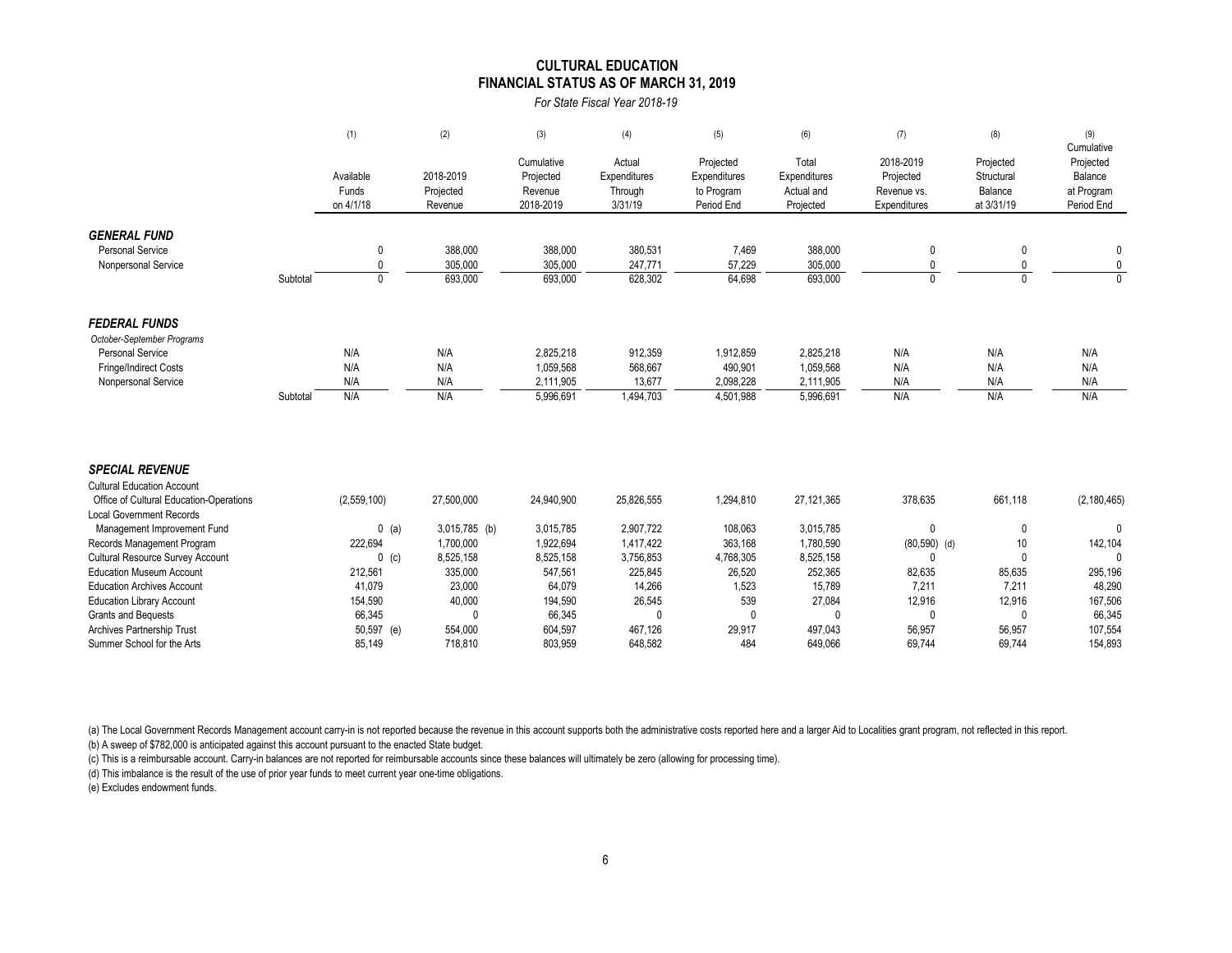# CULTURAL EDUCATION

## FINANCIAL STATUS AS OF MARCH 31, 2019

*For State Fiscal Year 2018-19*

| | | (1) Available Funds on 4/1/18 | (2) 2018-2019 Projected Revenue | (3) Cumulative Projected Revenue 2018-2019 | (4) Actual Expenditures Through 3/31/19 | (5) Projected Expenditures to Program Period End | (6) Total Expenditures Actual and Projected | (7) 2018-2019 Projected Revenue vs. Expenditures | (8) Projected Structural Balance at 3/31/19 | (9) Cumulative Projected Balance at Program Period End |
|---|---|---|---|---|---|---|---|---|---|---|
| ***GENERAL FUND*** | | | | | | | | | | |
| Personal Service | | 0 | 388,000 | 388,000 | 380,531 | 7,469 | 388,000 | 0 | 0 | 0 |
| Nonpersonal Service | | 0 | 305,000 | 305,000 | 247,771 | 57,229 | 305,000 | 0 | 0 | 0 |
| | Subtotal | 0 | 693,000 | 693,000 | 628,302 | 64,698 | 693,000 | 0 | 0 | 0 |
| ***FEDERAL FUNDS*** | | | | | | | | | | |
| *October-September Programs* | | | | | | | | | | |
| Personal Service | | N/A | N/A | 2,825,218 | 912,359 | 1,912,859 | 2,825,218 | N/A | N/A | N/A |
| Fringe/Indirect Costs | | N/A | N/A | 1,059,568 | 568,667 | 490,901 | 1,059,568 | N/A | N/A | N/A |
| Nonpersonal Service | | N/A | N/A | 2,111,905 | 13,677 | 2,098,228 | 2,111,905 | N/A | N/A | N/A |
| | Subtotal | N/A | N/A | 5,996,691 | 1,494,703 | 4,501,988 | 5,996,691 | N/A | N/A | N/A |
| ***SPECIAL REVENUE*** | | | | | | | | | | |
| Cultural Education Account | | | | | | | | | | |
| Office of Cultural Education-Operations | | (2,559,100) | 27,500,000 | 24,940,900 | 25,826,555 | 1,294,810 | 27,121,365 | 378,635 | 661,118 | (2,180,465) |
| Local Government Records | | | | | | | | | | |
| Management Improvement Fund | | 0 (a) | 3,015,785 (b) | 3,015,785 | 2,907,722 | 108,063 | 3,015,785 | 0 | 0 | 0 |
| Records Management Program | | 222,694 | 1,700,000 | 1,922,694 | 1,417,422 | 363,168 | 1,780,590 | (80,590) (d) | 10 | 142,104 |
| Cultural Resource Survey Account | | 0 (c) | 8,525,158 | 8,525,158 | 3,756,853 | 4,768,305 | 8,525,158 | 0 | 0 | 0 |
| Education Museum Account | | 212,561 | 335,000 | 547,561 | 225,845 | 26,520 | 252,365 | 82,635 | 85,635 | 295,196 |
| Education Archives Account | | 41,079 | 23,000 | 64,079 | 14,266 | 1,523 | 15,789 | 7,211 | 7,211 | 48,290 |
| Education Library Account | | 154,590 | 40,000 | 194,590 | 26,545 | 539 | 27,084 | 12,916 | 12,916 | 167,506 |
| Grants and Bequests | | 66,345 | 0 | 66,345 | 0 | 0 | 0 | 0 | 0 | 66,345 |
| Archives Partnership Trust | | 50,597 (e) | 554,000 | 604,597 | 467,126 | 29,917 | 497,043 | 56,957 | 56,957 | 107,554 |
| Summer School for the Arts | | 85,149 | 718,810 | 803,959 | 648,582 | 484 | 649,066 | 69,744 | 69,744 | 154,893 |

(a) The Local Government Records Management account carry-in is not reported because the revenue in this account supports both the administrative costs reported here and a larger Aid to Localities grant program, not reflected in this report.

(b) A sweep of $782,000 is anticipated against this account pursuant to the enacted State budget.

(c) This is a reimbursable account. Carry-in balances are not reported for reimbursable accounts since these balances will ultimately be zero (allowing for processing time).

(d) This imbalance is the result of the use of prior year funds to meet current year one-time obligations.

(e) Excludes endowment funds.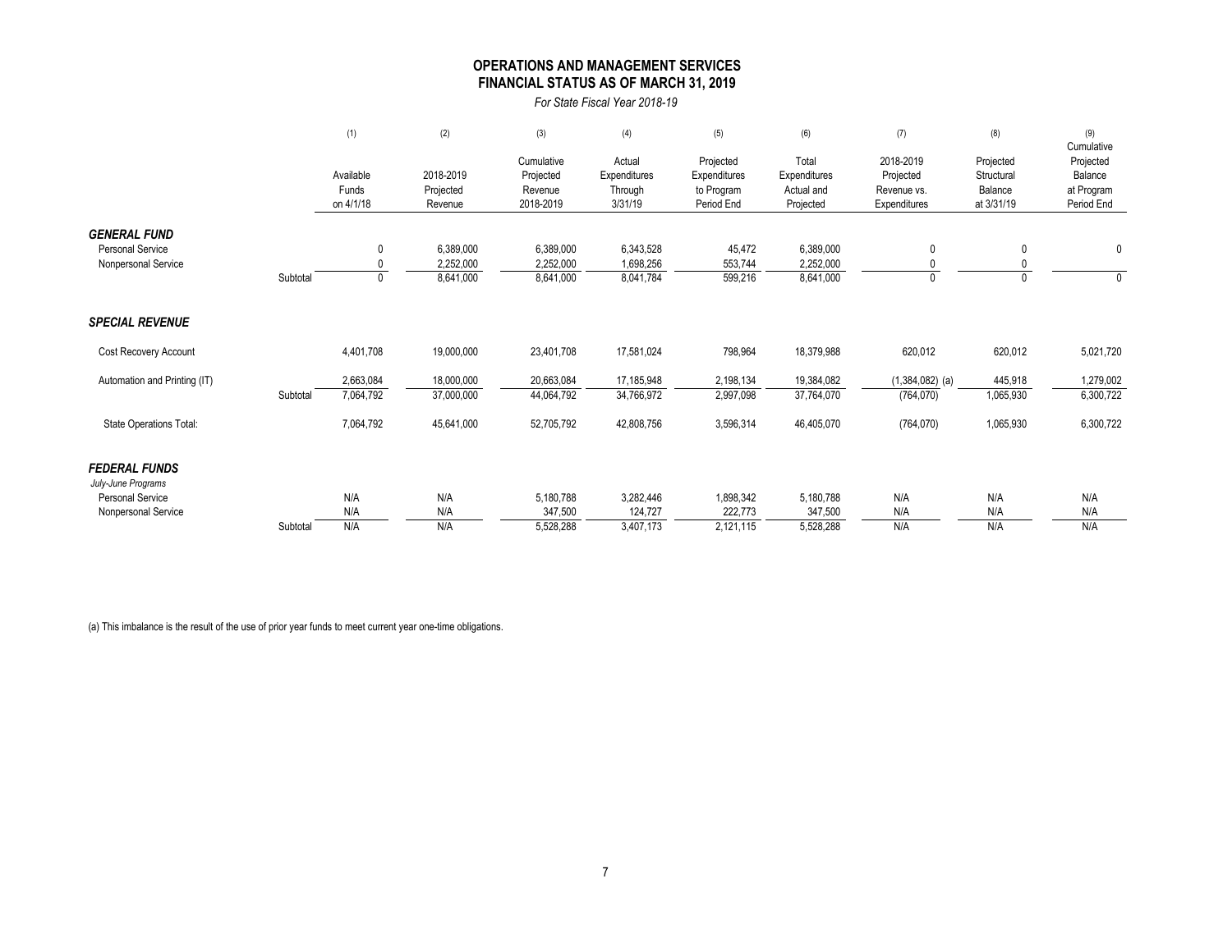# OPERATIONS AND MANAGEMENT SERVICES
## FINANCIAL STATUS AS OF MARCH 31, 2019

*For State Fiscal Year 2018-19*

| | | (1) Available Funds on 4/1/18 | (2) 2018-2019 Projected Revenue | (3) Cumulative Projected Revenue 2018-2019 | (4) Actual Expenditures Through 3/31/19 | (5) Projected Expenditures to Program Period End | (6) Total Expenditures Actual and Projected | (7) 2018-2019 Projected Revenue vs. Expenditures | (8) Projected Structural Balance at 3/31/19 | (9) Cumulative Projected Balance at Program Period End |
|---|---|---|---|---|---|---|---|---|---|---|
| ***GENERAL FUND*** | | | | | | | | | | |
| Personal Service | | 0 | 6,389,000 | 6,389,000 | 6,343,528 | 45,472 | 6,389,000 | 0 | 0 | 0 |
| Nonpersonal Service | | 0 | 2,252,000 | 2,252,000 | 1,698,256 | 553,744 | 2,252,000 | 0 | 0 | |
| | Subtotal | 0 | 8,641,000 | 8,641,000 | 8,041,784 | 599,216 | 8,641,000 | 0 | 0 | 0 |
| ***SPECIAL REVENUE*** | | | | | | | | | | |
| Cost Recovery Account | | 4,401,708 | 19,000,000 | 23,401,708 | 17,581,024 | 798,964 | 18,379,988 | 620,012 | 620,012 | 5,021,720 |
| Automation and Printing (IT) | | 2,663,084 | 18,000,000 | 20,663,084 | 17,185,948 | 2,198,134 | 19,384,082 | (1,384,082) (a) | 445,918 | 1,279,002 |
| | Subtotal | 7,064,792 | 37,000,000 | 44,064,792 | 34,766,972 | 2,997,098 | 37,764,070 | (764,070) | 1,065,930 | 6,300,722 |
| State Operations Total: | | 7,064,792 | 45,641,000 | 52,705,792 | 42,808,756 | 3,596,314 | 46,405,070 | (764,070) | 1,065,930 | 6,300,722 |
| ***FEDERAL FUNDS*** | | | | | | | | | | |
| *July-June Programs* | | | | | | | | | | |
| Personal Service | | N/A | N/A | 5,180,788 | 3,282,446 | 1,898,342 | 5,180,788 | N/A | N/A | N/A |
| Nonpersonal Service | | N/A | N/A | 347,500 | 124,727 | 222,773 | 347,500 | N/A | N/A | N/A |
| | Subtotal | N/A | N/A | 5,528,288 | 3,407,173 | 2,121,115 | 5,528,288 | N/A | N/A | N/A |

(a) This imbalance is the result of the use of prior year funds to meet current year one-time obligations.